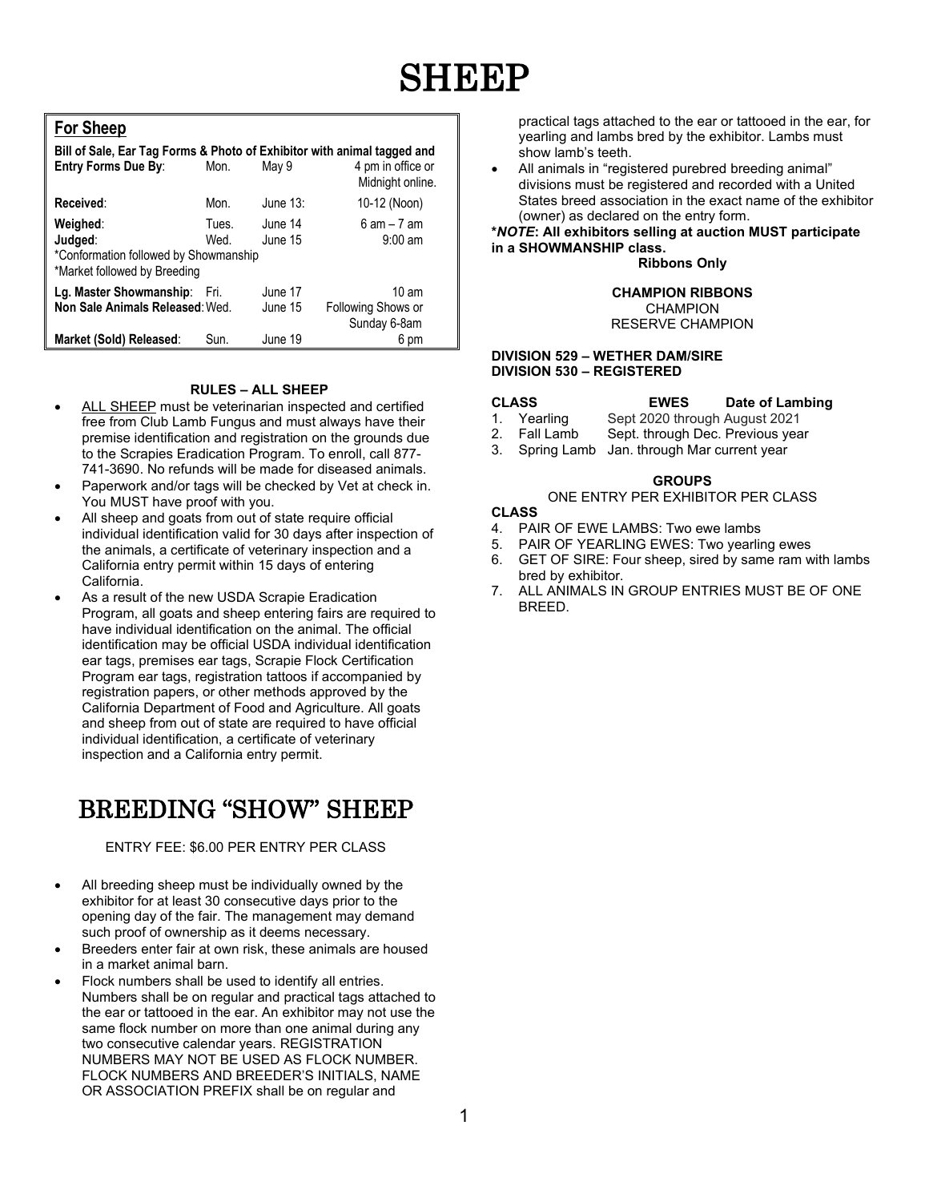# SHEEP

## For Sheep

**Bill of Sale, Ear Tag Forms & Photo of Exhibitor with animal tagged and**

| | | | |
|---|---|---|---|
| **Entry Forms Due By**: | Mon. | May 9 | 4 pm in office or Midnight online. |
| **Received**: | Mon. | June 13: | 10-12 (Noon) |
| **Weighed**: | Tues. | June 14 | 6 am – 7 am |
| **Judged**: | Wed. | June 15 | 9:00 am |
| *Conformation followed by Showmanship | | | |
| *Market followed by Breeding | | | |
| **Lg. Master Showmanship**: | Fri. | June 17 | 10 am |
| **Non Sale Animals Released**: | Wed. | June 15 | Following Shows or Sunday 6-8am |
| **Market (Sold) Released**: | Sun. | June 19 | 6 pm |

**RULES – ALL SHEEP**

- ALL SHEEP must be veterinarian inspected and certified free from Club Lamb Fungus and must always have their premise identification and registration on the grounds due to the Scrapies Eradication Program. To enroll, call 877-741-3690. No refunds will be made for diseased animals.
- Paperwork and/or tags will be checked by Vet at check in. You MUST have proof with you.
- All sheep and goats from out of state require official individual identification valid for 30 days after inspection of the animals, a certificate of veterinary inspection and a California entry permit within 15 days of entering California.
- As a result of the new USDA Scrapie Eradication Program, all goats and sheep entering fairs are required to have individual identification on the animal. The official identification may be official USDA individual identification ear tags, premises ear tags, Scrapie Flock Certification Program ear tags, registration tattoos if accompanied by registration papers, or other methods approved by the California Department of Food and Agriculture. All goats and sheep from out of state are required to have official individual identification, a certificate of veterinary inspection and a California entry permit.

# BREEDING "SHOW" SHEEP

ENTRY FEE: $6.00 PER ENTRY PER CLASS

- All breeding sheep must be individually owned by the exhibitor for at least 30 consecutive days prior to the opening day of the fair. The management may demand such proof of ownership as it deems necessary.
- Breeders enter fair at own risk, these animals are housed in a market animal barn.
- Flock numbers shall be used to identify all entries. Numbers shall be on regular and practical tags attached to the ear or tattooed in the ear. An exhibitor may not use the same flock number on more than one animal during any two consecutive calendar years. REGISTRATION NUMBERS MAY NOT BE USED AS FLOCK NUMBER. FLOCK NUMBERS AND BREEDER'S INITIALS, NAME OR ASSOCIATION PREFIX shall be on regular and practical tags attached to the ear or tattooed in the ear, for yearling and lambs bred by the exhibitor. Lambs must show lamb's teeth.
- All animals in "registered purebred breeding animal" divisions must be registered and recorded with a United States breed association in the exact name of the exhibitor (owner) as declared on the entry form.

***NOTE*: All exhibitors selling at auction MUST participate in a SHOWMANSHIP class.**

**Ribbons Only**

**CHAMPION RIBBONS**
CHAMPION
RESERVE CHAMPION

**DIVISION 529 – WETHER DAM/SIRE**
**DIVISION 530 – REGISTERED**

| **CLASS** | **EWES** | **Date of Lambing** |
|---|---|---|
| 1. | Yearling | Sept 2020 through August 2021 |
| 2. | Fall Lamb | Sept. through Dec. Previous year |
| 3. | Spring Lamb | Jan. through Mar current year |

**GROUPS**

ONE ENTRY PER EXHIBITOR PER CLASS

**CLASS**

4. PAIR OF EWE LAMBS: Two ewe lambs
5. PAIR OF YEARLING EWES: Two yearling ewes
6. GET OF SIRE: Four sheep, sired by same ram with lambs bred by exhibitor.
7. ALL ANIMALS IN GROUP ENTRIES MUST BE OF ONE BREED.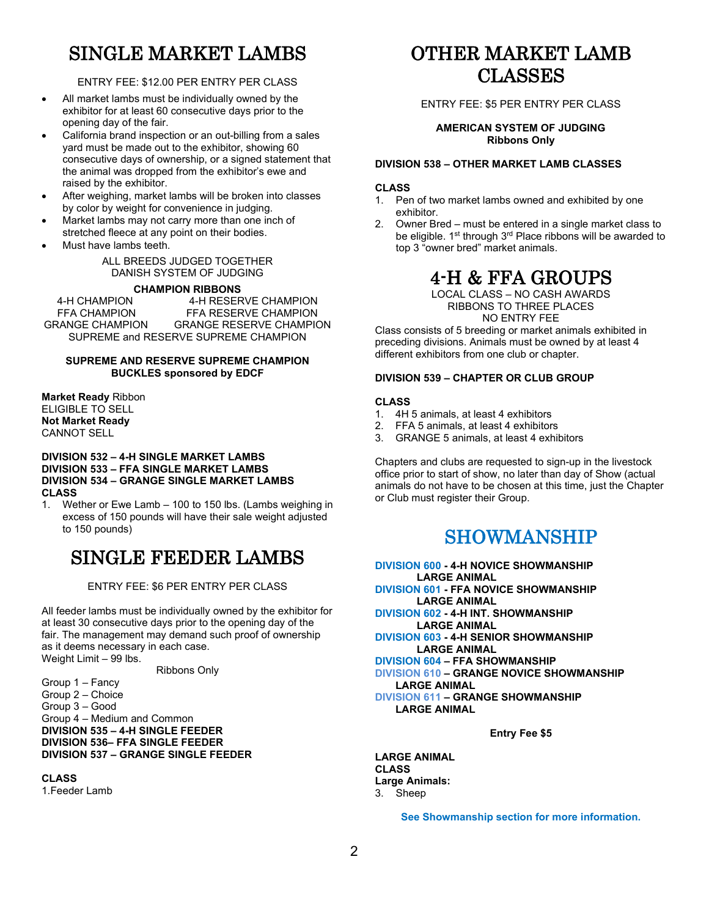# SINGLE MARKET LAMBS

ENTRY FEE: $12.00 PER ENTRY PER CLASS

- All market lambs must be individually owned by the exhibitor for at least 60 consecutive days prior to the opening day of the fair.
- California brand inspection or an out-billing from a sales yard must be made out to the exhibitor, showing 60 consecutive days of ownership, or a signed statement that the animal was dropped from the exhibitor's ewe and raised by the exhibitor.
- After weighing, market lambs will be broken into classes by color by weight for convenience in judging.
- Market lambs may not carry more than one inch of stretched fleece at any point on their bodies.
- Must have lambs teeth.

ALL BREEDS JUDGED TOGETHER
DANISH SYSTEM OF JUDGING

**CHAMPION RIBBONS**

4-H CHAMPION — 4-H RESERVE CHAMPION
FFA CHAMPION — FFA RESERVE CHAMPION
GRANGE CHAMPION — GRANGE RESERVE CHAMPION
SUPREME and RESERVE SUPREME CHAMPION

**SUPREME AND RESERVE SUPREME CHAMPION BUCKLES sponsored by EDCF**

**Market Ready** Ribbon
ELIGIBLE TO SELL
**Not Market Ready**
CANNOT SELL

**DIVISION 532 – 4-H SINGLE MARKET LAMBS**
**DIVISION 533 – FFA SINGLE MARKET LAMBS**
**DIVISION 534 – GRANGE SINGLE MARKET LAMBS**
**CLASS**

1. Wether or Ewe Lamb – 100 to 150 lbs. (Lambs weighing in excess of 150 pounds will have their sale weight adjusted to 150 pounds)

# SINGLE FEEDER LAMBS

ENTRY FEE: $6 PER ENTRY PER CLASS

All feeder lambs must be individually owned by the exhibitor for at least 30 consecutive days prior to the opening day of the fair. The management may demand such proof of ownership as it deems necessary in each case.
Weight Limit – 99 lbs.

Ribbons Only

Group 1 – Fancy
Group 2 – Choice
Group 3 – Good
Group 4 – Medium and Common
**DIVISION 535 – 4-H SINGLE FEEDER**
**DIVISION 536– FFA SINGLE FEEDER**
**DIVISION 537 – GRANGE SINGLE FEEDER**

**CLASS**
1.Feeder Lamb

# OTHER MARKET LAMB CLASSES

ENTRY FEE: $5 PER ENTRY PER CLASS

**AMERICAN SYSTEM OF JUDGING**
**Ribbons Only**

**DIVISION 538 – OTHER MARKET LAMB CLASSES**

**CLASS**

1. Pen of two market lambs owned and exhibited by one exhibitor.
2. Owner Bred – must be entered in a single market class to be eligible. 1st through 3rd Place ribbons will be awarded to top 3 "owner bred" market animals.

# 4-H & FFA GROUPS

LOCAL CLASS – NO CASH AWARDS
RIBBONS TO THREE PLACES
NO ENTRY FEE

Class consists of 5 breeding or market animals exhibited in preceding divisions. Animals must be owned by at least 4 different exhibitors from one club or chapter.

**DIVISION 539 – CHAPTER OR CLUB GROUP**

**CLASS**

1. 4H 5 animals, at least 4 exhibitors
2. FFA 5 animals, at least 4 exhibitors
3. GRANGE 5 animals, at least 4 exhibitors

Chapters and clubs are requested to sign-up in the livestock office prior to start of show, no later than day of Show (actual animals do not have to be chosen at this time, just the Chapter or Club must register their Group.

# SHOWMANSHIP

**DIVISION 600 - 4-H NOVICE SHOWMANSHIP LARGE ANIMAL**
**DIVISION 601 - FFA NOVICE SHOWMANSHIP LARGE ANIMAL**
**DIVISION 602 - 4-H INT. SHOWMANSHIP LARGE ANIMAL**
**DIVISION 603 - 4-H SENIOR SHOWMANSHIP LARGE ANIMAL**
**DIVISION 604 – FFA SHOWMANSHIP**
**DIVISION 610 – GRANGE NOVICE SHOWMANSHIP LARGE ANIMAL**
**DIVISION 611 – GRANGE SHOWMANSHIP LARGE ANIMAL**

**Entry Fee $5**

**LARGE ANIMAL**
**CLASS**
**Large Animals:**
3. Sheep

**See Showmanship section for more information.**